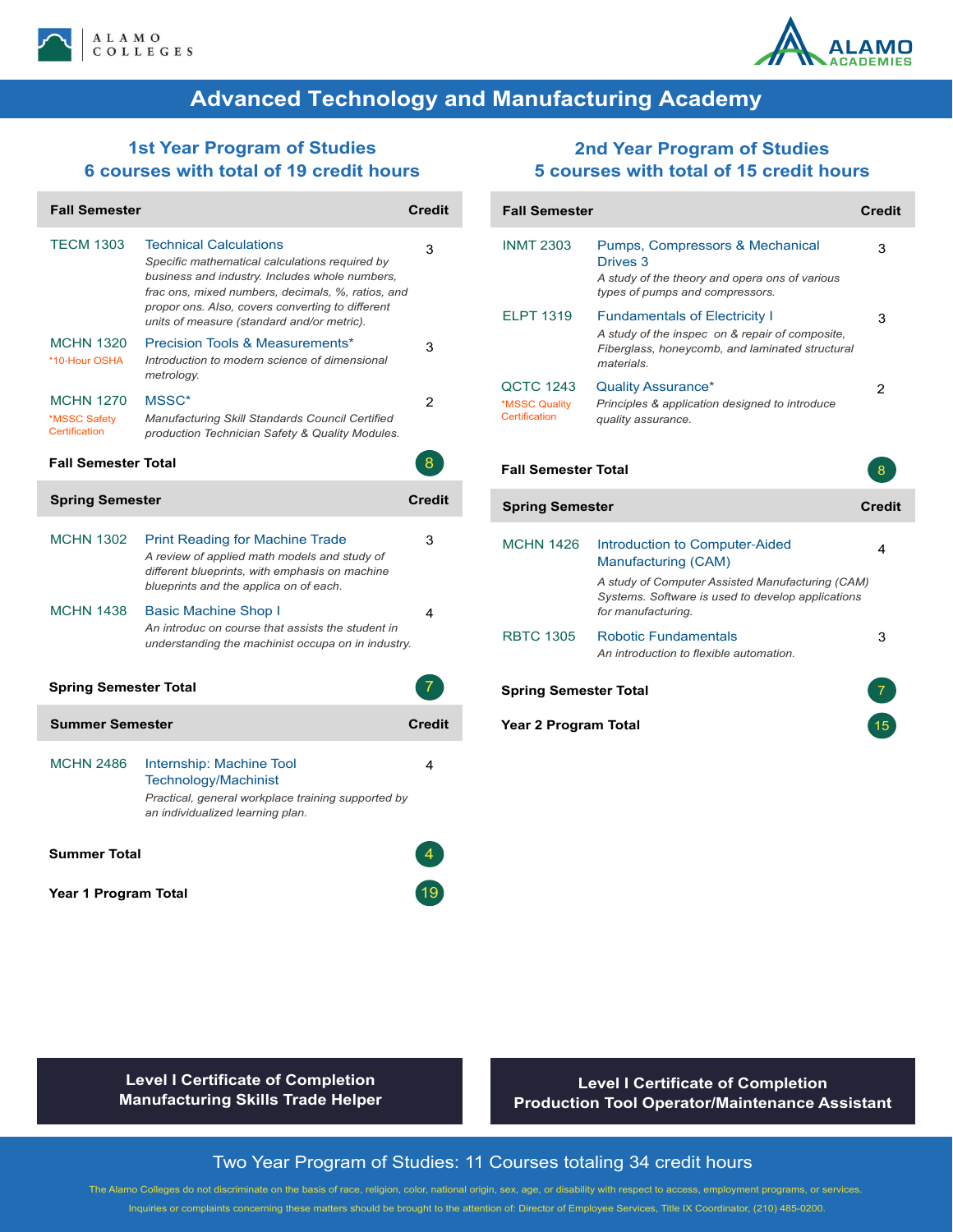ALAMO COLLEGES

ALAMO ACADEMIES

# Advanced Technology and Manufacturing Academy

## 1st Year Program of Studies
## 6 courses with total of 19 credit hours

| Fall Semester | | Credit |
|---|---|---|
| TECM 1303 | Technical Calculations<br>*Specific mathematical calculations required by business and industry. Includes whole numbers, frac ons, mixed numbers, decimals, %, ratios, and propor ons. Also, covers converting to different units of measure (standard and/or metric).* | 3 |
| MCHN 1320<br>*10-Hour OSHA | Precision Tools & Measurements*<br>*Introduction to modern science of dimensional metrology.* | 3 |
| MCHN 1270<br>*MSSC Safety Certification | MSSC*<br>*Manufacturing Skill Standards Council Certified production Technician Safety & Quality Modules.* | 2 |
| **Fall Semester Total** | | 8 |

| Spring Semester | | Credit |
|---|---|---|
| MCHN 1302 | Print Reading for Machine Trade<br>*A review of applied math models and study of different blueprints, with emphasis on machine blueprints and the applica on of each.* | 3 |
| MCHN 1438 | Basic Machine Shop I<br>*An introduc on course that assists the student in understanding the machinist occupa on in industry.* | 4 |
| **Spring Semester Total** | | 7 |

| Summer Semester | | Credit |
|---|---|---|
| MCHN 2486 | Internship: Machine Tool Technology/Machinist<br>*Practical, general workplace training supported by an individualized learning plan.* | 4 |
| **Summer Total** | | 4 |
| **Year 1 Program Total** | | 19 |

**Level I Certificate of Completion**
**Manufacturing Skills Trade Helper**

## 2nd Year Program of Studies
## 5 courses with total of 15 credit hours

| Fall Semester | | Credit |
|---|---|---|
| INMT 2303 | Pumps, Compressors & Mechanical Drives 3<br>*A study of the theory and opera ons of various types of pumps and compressors.* | 3 |
| ELPT 1319 | Fundamentals of Electricity I<br>*A study of the inspec on & repair of composite, Fiberglass, honeycomb, and laminated structural materials.* | 3 |
| QCTC 1243<br>*MSSC Quality Certification | Quality Assurance*<br>*Principles & application designed to introduce quality assurance.* | 2 |
| **Fall Semester Total** | | 8 |

| Spring Semester | | Credit |
|---|---|---|
| MCHN 1426 | Introduction to Computer-Aided Manufacturing (CAM)<br>*A study of Computer Assisted Manufacturing (CAM) Systems. Software is used to develop applications for manufacturing.* | 4 |
| RBTC 1305 | Robotic Fundamentals<br>*An introduction to flexible automation.* | 3 |
| **Spring Semester Total** | | 7 |
| **Year 2 Program Total** | | 15 |

**Level I Certificate of Completion**
**Production Tool Operator/Maintenance Assistant**

Two Year Program of Studies: 11 Courses totaling 34 credit hours

The Alamo Colleges do not discriminate on the basis of race, religion, color, national origin, sex, age, or disability with respect to access, employment programs, or services.
Inquiries or complaints concerning these matters should be brought to the attention of: Director of Employee Services, Title IX Coordinator, (210) 485-0200.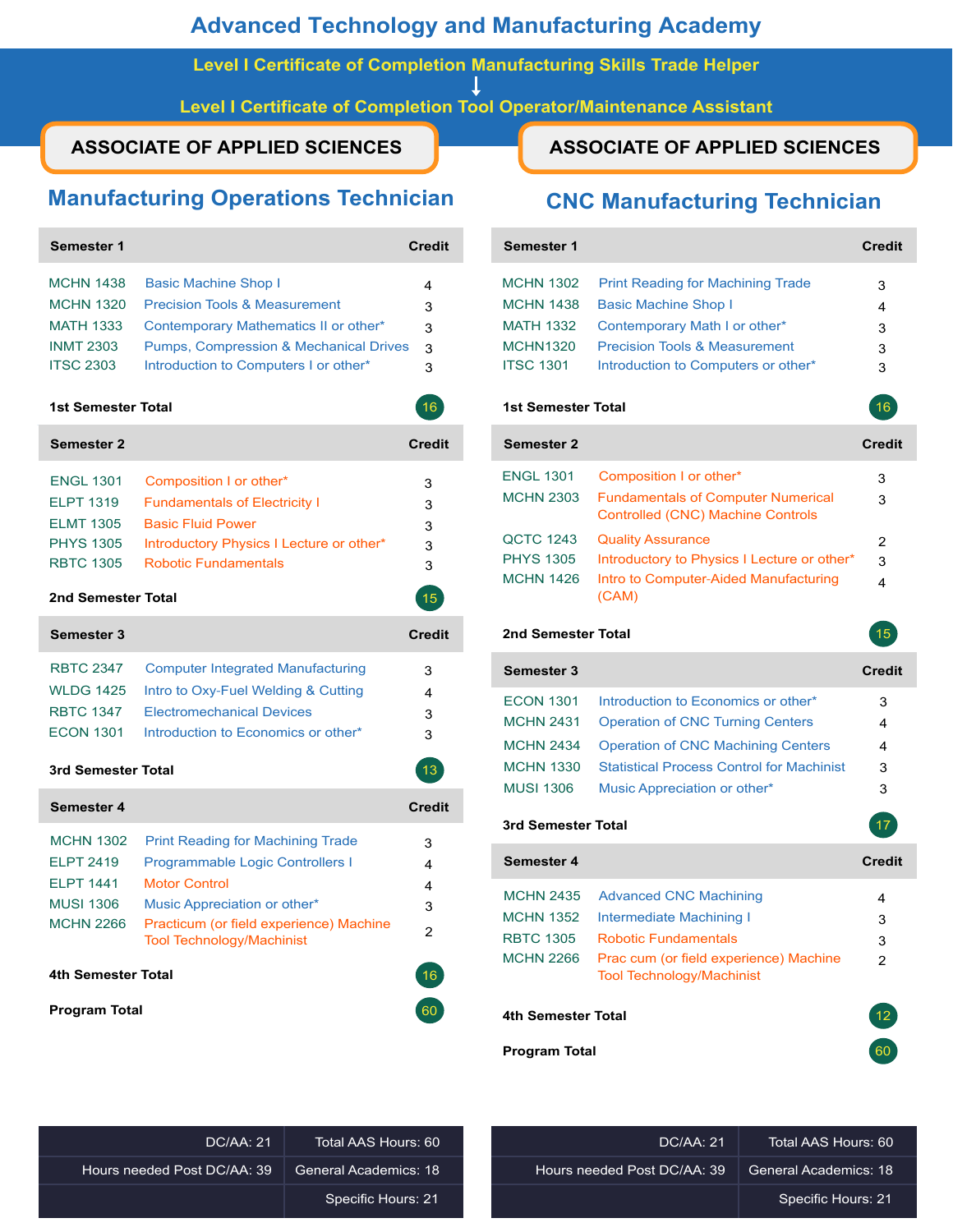# Advanced Technology and Manufacturing Academy

**Level I Certificate of Completion Manufacturing Skills Trade Helper**

↓

**Level I Certificate of Completion Tool Operator/Maintenance Assistant**

## ASSOCIATE OF APPLIED SCIENCES

### Manufacturing Operations Technician

| Semester 1 | | Credit |
|---|---|---|
| MCHN 1438 | Basic Machine Shop I | 4 |
| MCHN 1320 | Precision Tools & Measurement | 3 |
| MATH 1333 | Contemporary Mathematics II or other* | 3 |
| INMT 2303 | Pumps, Compression & Mechanical Drives | 3 |
| ITSC 2303 | Introduction to Computers I or other* | 3 |
| **1st Semester Total** | | 16 |

| Semester 2 | | Credit |
|---|---|---|
| ENGL 1301 | Composition I or other* | 3 |
| ELPT 1319 | Fundamentals of Electricity I | 3 |
| ELMT 1305 | Basic Fluid Power | 3 |
| PHYS 1305 | Introductory Physics I Lecture or other* | 3 |
| RBTC 1305 | Robotic Fundamentals | 3 |
| **2nd Semester Total** | | 15 |

| Semester 3 | | Credit |
|---|---|---|
| RBTC 2347 | Computer Integrated Manufacturing | 3 |
| WLDG 1425 | Intro to Oxy-Fuel Welding & Cutting | 4 |
| RBTC 1347 | Electromechanical Devices | 3 |
| ECON 1301 | Introduction to Economics or other* | 3 |
| **3rd Semester Total** | | 13 |

| Semester 4 | | Credit |
|---|---|---|
| MCHN 1302 | Print Reading for Machining Trade | 3 |
| ELPT 2419 | Programmable Logic Controllers I | 4 |
| ELPT 1441 | Motor Control | 4 |
| MUSI 1306 | Music Appreciation or other* | 3 |
| MCHN 2266 | Practicum (or field experience) Machine Tool Technology/Machinist | 2 |
| **4th Semester Total** | | 16 |
| **Program Total** | | 60 |

| | |
|---|---|
| DC/AA: 21 | Total AAS Hours: 60 |
| Hours needed Post DC/AA: 39 | General Academics: 18 |
| | Specific Hours: 21 |

## ASSOCIATE OF APPLIED SCIENCES

### CNC Manufacturing Technician

| Semester 1 | | Credit |
|---|---|---|
| MCHN 1302 | Print Reading for Machining Trade | 3 |
| MCHN 1438 | Basic Machine Shop I | 4 |
| MATH 1332 | Contemporary Math I or other* | 3 |
| MCHN1320 | Precision Tools & Measurement | 3 |
| ITSC 1301 | Introduction to Computers or other* | 3 |
| **1st Semester Total** | | 16 |

| Semester 2 | | Credit |
|---|---|---|
| ENGL 1301 | Composition I or other* | 3 |
| MCHN 2303 | Fundamentals of Computer Numerical Controlled (CNC) Machine Controls | 3 |
| QCTC 1243 | Quality Assurance | 2 |
| PHYS 1305 | Introductory to Physics I Lecture or other* | 3 |
| MCHN 1426 | Intro to Computer-Aided Manufacturing (CAM) | 4 |
| **2nd Semester Total** | | 15 |

| Semester 3 | | Credit |
|---|---|---|
| ECON 1301 | Introduction to Economics or other* | 3 |
| MCHN 2431 | Operation of CNC Turning Centers | 4 |
| MCHN 2434 | Operation of CNC Machining Centers | 4 |
| MCHN 1330 | Statistical Process Control for Machinist | 3 |
| MUSI 1306 | Music Appreciation or other* | 3 |
| **3rd Semester Total** | | 17 |

| Semester 4 | | Credit |
|---|---|---|
| MCHN 2435 | Advanced CNC Machining | 4 |
| MCHN 1352 | Intermediate Machining I | 3 |
| RBTC 1305 | Robotic Fundamentals | 3 |
| MCHN 2266 | Prac cum (or field experience) Machine Tool Technology/Machinist | 2 |
| **4th Semester Total** | | 12 |
| **Program Total** | | 60 |

| | |
|---|---|
| DC/AA: 21 | Total AAS Hours: 60 |
| Hours needed Post DC/AA: 39 | General Academics: 18 |
| | Specific Hours: 21 |